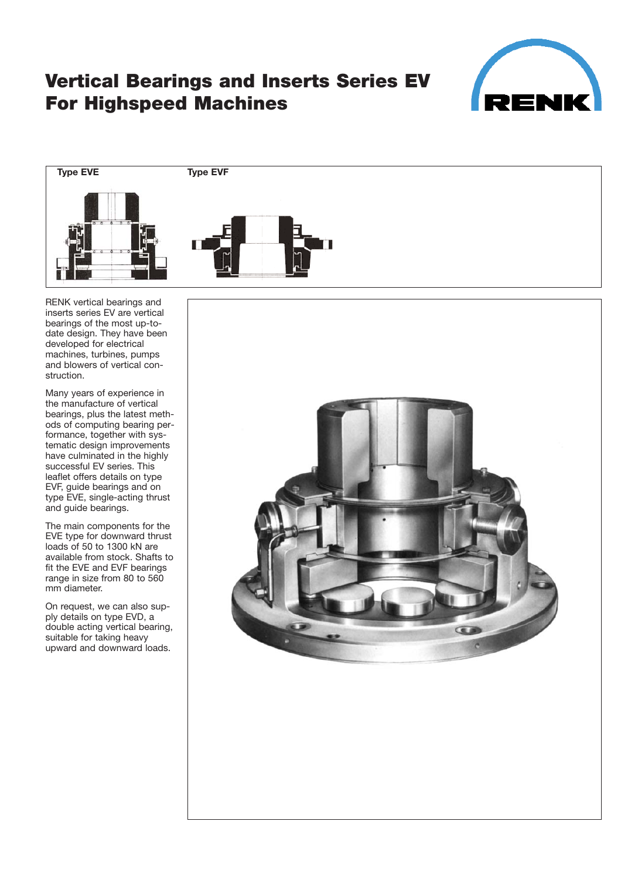# Vertical Bearings and Inserts Series EV For Highspeed Machines

**Type EVE**

**Type EVF**

RENK vertical bearings and inserts series EV are vertical bearings of the most up-to-date design. They have been developed for electrical machines, turbines, pumps and blowers of vertical construction.

Many years of experience in the manufacture of vertical bearings, plus the latest methods of computing bearing performance, together with systematic design improvements have culminated in the highly successful EV series. This leaflet offers details on type EVF, guide bearings and on type EVE, single-acting thrust and guide bearings.

The main components for the EVE type for downward thrust loads of 50 to 1300 kN are available from stock. Shafts to fit the EVE and EVF bearings range in size from 80 to 560 mm diameter.

On request, we can also supply details on type EVD, a double acting vertical bearing, suitable for taking heavy upward and downward loads.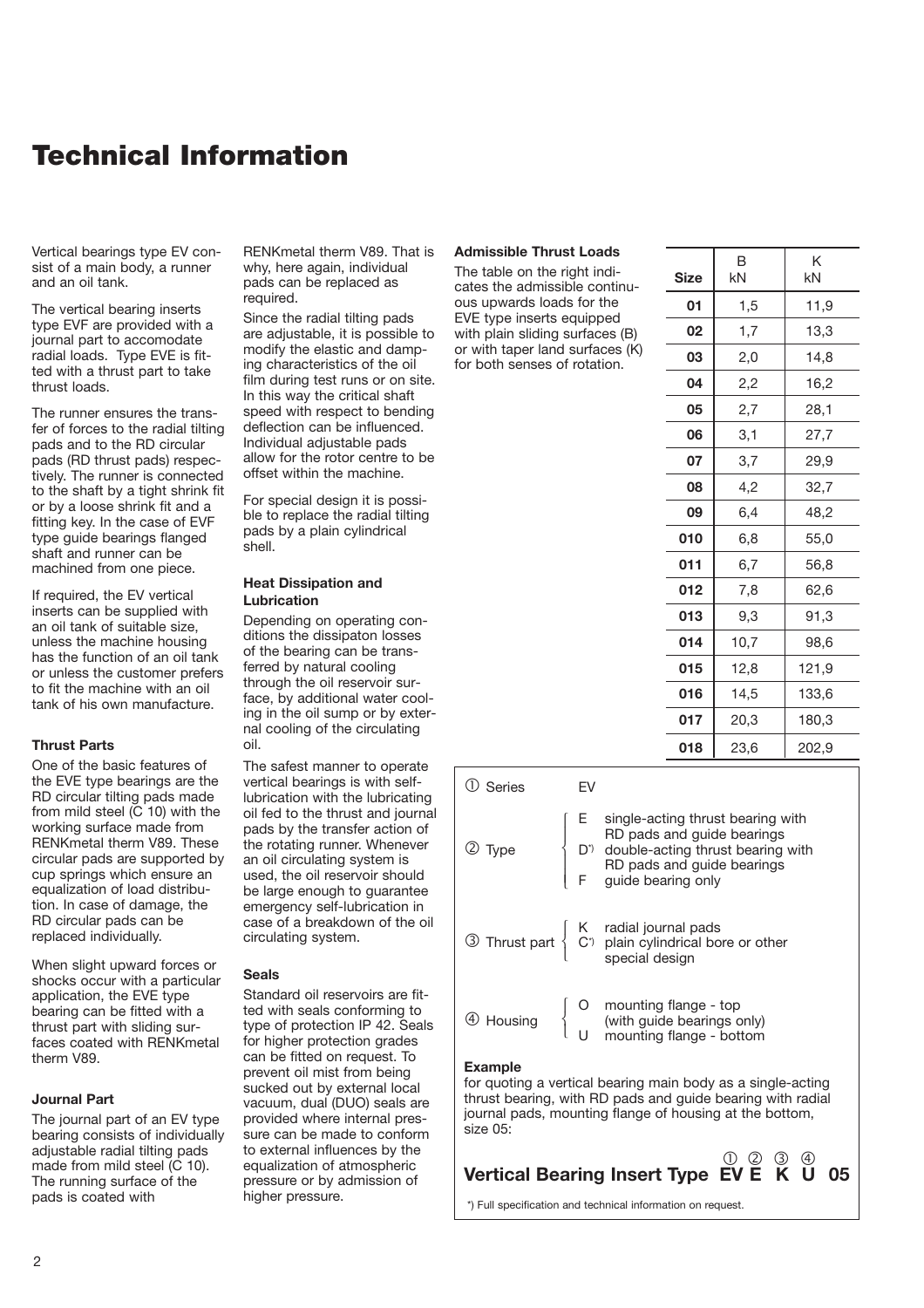# Technical Information

Vertical bearings type EV consist of a main body, a runner and an oil tank.

The vertical bearing inserts type EVF are provided with a journal part to accomodate radial loads. Type EVE is fitted with a thrust part to take thrust loads.

The runner ensures the transfer of forces to the radial tilting pads and to the RD circular pads (RD thrust pads) respectively. The runner is connected to the shaft by a tight shrink fit or by a loose shrink fit and a fitting key. In the case of EVF type guide bearings flanged shaft and runner can be machined from one piece.

If required, the EV vertical inserts can be supplied with an oil tank of suitable size, unless the machine housing has the function of an oil tank or unless the customer prefers to fit the machine with an oil tank of his own manufacture.

### Thrust Parts

One of the basic features of the EVE type bearings are the RD circular tilting pads made from mild steel (C 10) with the working surface made from RENKmetal therm V89. These circular pads are supported by cup springs which ensure an equalization of load distribution. In case of damage, the RD circular pads can be replaced individually.

When slight upward forces or shocks occur with a particular application, the EVE type bearing can be fitted with a thrust part with sliding surfaces coated with RENKmetal therm V89.

### Journal Part

The journal part of an EV type bearing consists of individually adjustable radial tilting pads made from mild steel (C 10). The running surface of the pads is coated with RENKmetal therm V89. That is why, here again, individual pads can be replaced as required.

Since the radial tilting pads are adjustable, it is possible to modify the elastic and damping characteristics of the oil film during test runs or on site. In this way the critical shaft speed with respect to bending deflection can be influenced. Individual adjustable pads allow for the rotor centre to be offset within the machine.

For special design it is possible to replace the radial tilting pads by a plain cylindrical shell.

### Heat Dissipation and Lubrication

Depending on operating conditions the dissipaton losses of the bearing can be transferred by natural cooling through the oil reservoir surface, by additional water cooling in the oil sump or by external cooling of the circulating oil.

The safest manner to operate vertical bearings is with self-lubrication with the lubricating oil fed to the thrust and journal pads by the transfer action of the rotating runner. Whenever an oil circulating system is used, the oil reservoir should be large enough to guarantee emergency self-lubrication in case of a breakdown of the oil circulating system.

### Seals

Standard oil reservoirs are fitted with seals conforming to type of protection IP 42. Seals for higher protection grades can be fitted on request. To prevent oil mist from being sucked out by external local vacuum, dual (DUO) seals are provided where internal pressure can be made to conform to external influences by the equalization of atmospheric pressure or by admission of higher pressure.

### Admissible Thrust Loads

The table on the right indicates the admissible continuous upwards loads for the EVE type inserts equipped with plain sliding surfaces (B) or with taper land surfaces (K) for both senses of rotation.

| Size | B kN | K kN |
|---|---|---|
| 01 | 1,5 | 11,9 |
| 02 | 1,7 | 13,3 |
| 03 | 2,0 | 14,8 |
| 04 | 2,2 | 16,2 |
| 05 | 2,7 | 28,1 |
| 06 | 3,1 | 27,7 |
| 07 | 3,7 | 29,9 |
| 08 | 4,2 | 32,7 |
| 09 | 6,4 | 48,2 |
| 010 | 6,8 | 55,0 |
| 011 | 6,7 | 56,8 |
| 012 | 7,8 | 62,6 |
| 013 | 9,3 | 91,3 |
| 014 | 10,7 | 98,6 |
| 015 | 12,8 | 121,9 |
| 016 | 14,5 | 133,6 |
| 017 | 20,3 | 180,3 |
| 018 | 23,6 | 202,9 |

① Series — EV

② Type
- E — single-acting thrust bearing with RD pads and guide bearings
- D*) — double-acting thrust bearing with RD pads and guide bearings
- F — guide bearing only

③ Thrust part
- K — radial journal pads
- C*) — plain cylindrical bore or other special design

④ Housing
- O — mounting flange - top (with guide bearings only)
- U — mounting flange - bottom

**Example**
for quoting a vertical bearing main body as a single-acting thrust bearing, with RD pads and guide bearing with radial journal pads, mounting flange of housing at the bottom, size 05:

**Vertical Bearing Insert Type EV E K U 05** (① EV, ② E, ③ K, ④ U)

*) Full specification and technical information on request.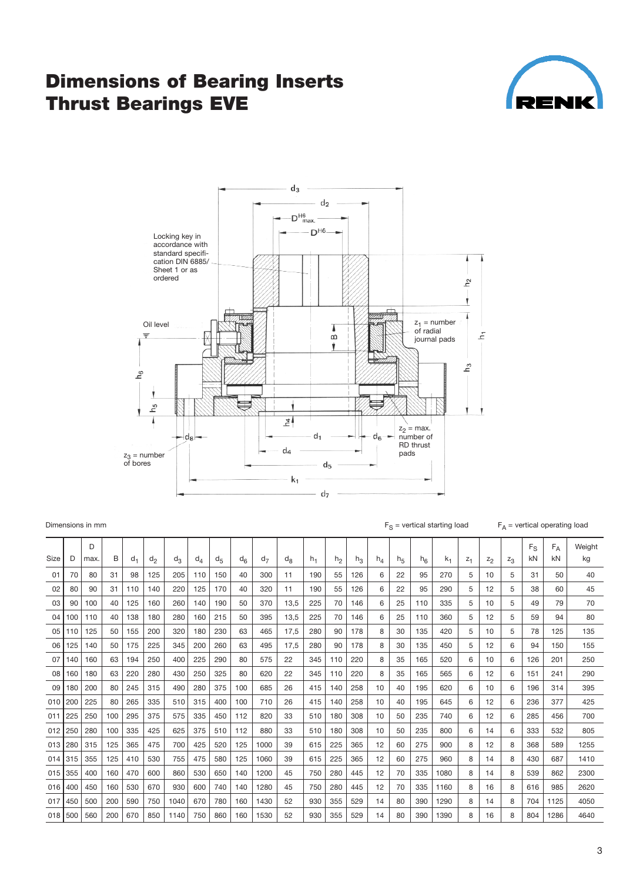# Dimensions of Bearing Inserts Thrust Bearings EVE

Locking key in accordance with standard specification DIN 6885/ Sheet 1 or as ordered

Oil level

$z_1$ = number of radial journal pads

$z_2$ = max. number of RD thrust pads

$z_3$ = number of bores

Dimensions in mm

$F_S$ = vertical starting load

$F_A$ = vertical operating load

| Size | D | D max. | B | $d_1$ | $d_2$ | $d_3$ | $d_4$ | $d_5$ | $d_6$ | $d_7$ | $d_8$ | $h_1$ | $h_2$ | $h_3$ | $h_4$ | $h_5$ | $h_6$ | $k_1$ | $z_1$ | $z_2$ | $z_3$ | $F_S$ kN | $F_A$ kN | Weight kg |
|---|---|---|---|---|---|---|---|---|---|---|---|---|---|---|---|---|---|---|---|---|---|---|---|---|
| 01 | 70 | 80 | 31 | 98 | 125 | 205 | 110 | 150 | 40 | 300 | 11 | 190 | 55 | 126 | 6 | 22 | 95 | 270 | 5 | 10 | 5 | 31 | 50 | 40 |
| 02 | 80 | 90 | 31 | 110 | 140 | 220 | 125 | 170 | 40 | 320 | 11 | 190 | 55 | 126 | 6 | 22 | 95 | 290 | 5 | 12 | 5 | 38 | 60 | 45 |
| 03 | 90 | 100 | 40 | 125 | 160 | 260 | 140 | 190 | 50 | 370 | 13,5 | 225 | 70 | 146 | 6 | 25 | 110 | 335 | 5 | 10 | 5 | 49 | 79 | 70 |
| 04 | 100 | 110 | 40 | 138 | 180 | 280 | 160 | 215 | 50 | 395 | 13,5 | 225 | 70 | 146 | 6 | 25 | 110 | 360 | 5 | 12 | 5 | 59 | 94 | 80 |
| 05 | 110 | 125 | 50 | 155 | 200 | 320 | 180 | 230 | 63 | 465 | 17,5 | 280 | 90 | 178 | 8 | 30 | 135 | 420 | 5 | 10 | 5 | 78 | 125 | 135 |
| 06 | 125 | 140 | 50 | 175 | 225 | 345 | 200 | 260 | 63 | 495 | 17,5 | 280 | 90 | 178 | 8 | 30 | 135 | 450 | 5 | 12 | 6 | 94 | 150 | 155 |
| 07 | 140 | 160 | 63 | 194 | 250 | 400 | 225 | 290 | 80 | 575 | 22 | 345 | 110 | 220 | 8 | 35 | 165 | 520 | 6 | 10 | 6 | 126 | 201 | 250 |
| 08 | 160 | 180 | 63 | 220 | 280 | 430 | 250 | 325 | 80 | 620 | 22 | 345 | 110 | 220 | 8 | 35 | 165 | 565 | 6 | 12 | 6 | 151 | 241 | 290 |
| 09 | 180 | 200 | 80 | 245 | 315 | 490 | 280 | 375 | 100 | 685 | 26 | 415 | 140 | 258 | 10 | 40 | 195 | 620 | 6 | 10 | 6 | 196 | 314 | 395 |
| 010 | 200 | 225 | 80 | 265 | 335 | 510 | 315 | 400 | 100 | 710 | 26 | 415 | 140 | 258 | 10 | 40 | 195 | 645 | 6 | 12 | 6 | 236 | 377 | 425 |
| 011 | 225 | 250 | 100 | 295 | 375 | 575 | 335 | 450 | 112 | 820 | 33 | 510 | 180 | 308 | 10 | 50 | 235 | 740 | 6 | 12 | 6 | 285 | 456 | 700 |
| 012 | 250 | 280 | 100 | 335 | 425 | 625 | 375 | 510 | 112 | 880 | 33 | 510 | 180 | 308 | 10 | 50 | 235 | 800 | 6 | 14 | 6 | 333 | 532 | 805 |
| 013 | 280 | 315 | 125 | 365 | 475 | 700 | 425 | 520 | 125 | 1000 | 39 | 615 | 225 | 365 | 12 | 60 | 275 | 900 | 8 | 12 | 8 | 368 | 589 | 1255 |
| 014 | 315 | 355 | 125 | 410 | 530 | 755 | 475 | 580 | 125 | 1060 | 39 | 615 | 225 | 365 | 12 | 60 | 275 | 960 | 8 | 14 | 8 | 430 | 687 | 1410 |
| 015 | 355 | 400 | 160 | 470 | 600 | 860 | 530 | 650 | 140 | 1200 | 45 | 750 | 280 | 445 | 12 | 70 | 335 | 1080 | 8 | 14 | 8 | 539 | 862 | 2300 |
| 016 | 400 | 450 | 160 | 530 | 670 | 930 | 600 | 740 | 140 | 1280 | 45 | 750 | 280 | 445 | 12 | 70 | 335 | 1160 | 8 | 16 | 8 | 616 | 985 | 2620 |
| 017 | 450 | 500 | 200 | 590 | 750 | 1040 | 670 | 780 | 160 | 1430 | 52 | 930 | 355 | 529 | 14 | 80 | 390 | 1290 | 8 | 14 | 8 | 704 | 1125 | 4050 |
| 018 | 500 | 560 | 200 | 670 | 850 | 1140 | 750 | 860 | 160 | 1530 | 52 | 930 | 355 | 529 | 14 | 80 | 390 | 1390 | 8 | 16 | 8 | 804 | 1286 | 4640 |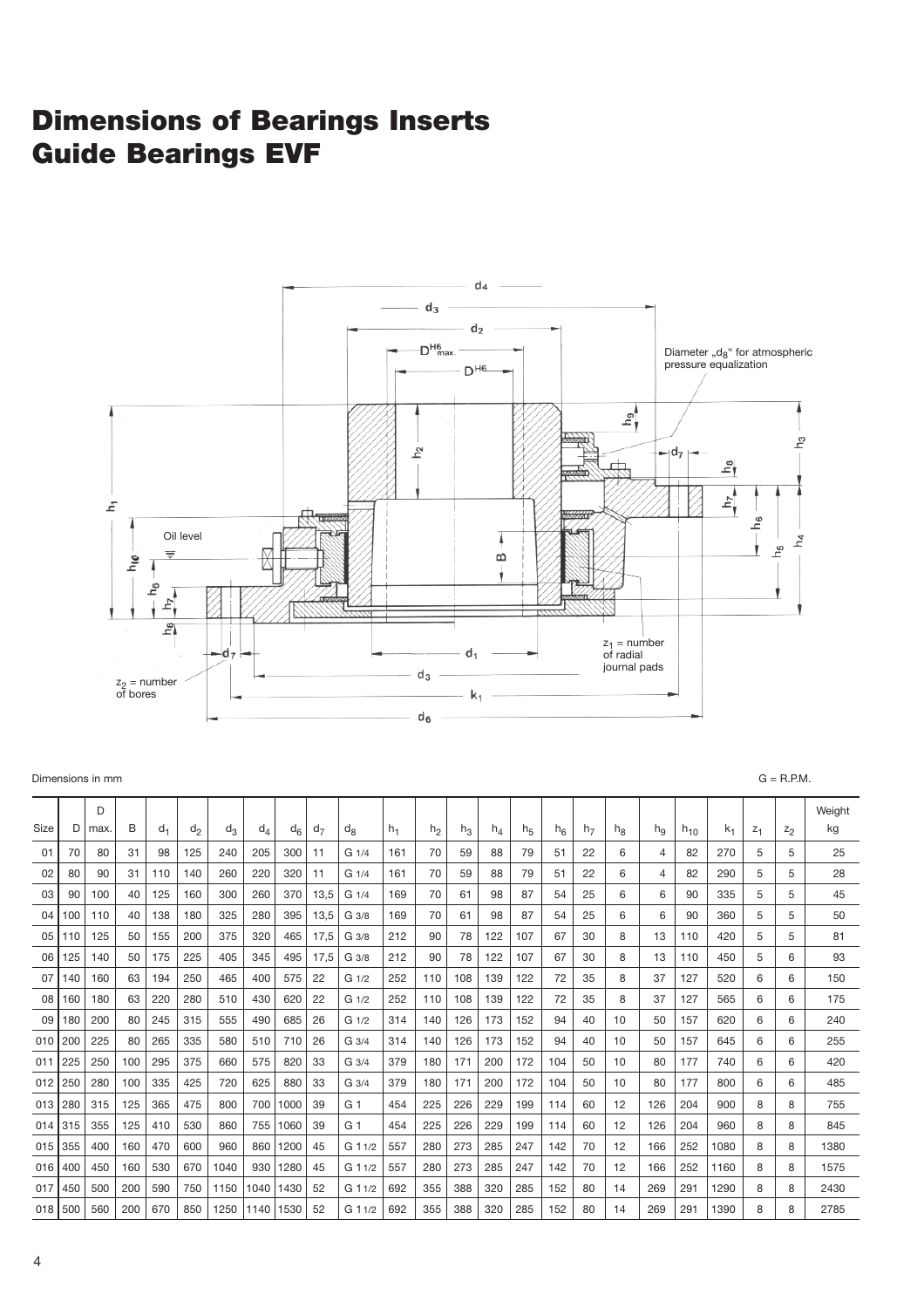# Dimensions of Bearings Inserts Guide Bearings EVF

Diameter „$d_8$" for atmospheric pressure equalization

Oil level

$z_1$ = number of radial journal pads

$z_2$ = number of bores

Dimensions in mm

G = R.P.M.

| Size | D | D max. | B | $d_1$ | $d_2$ | $d_3$ | $d_4$ | $d_6$ | $d_7$ | $d_8$ | $h_1$ | $h_2$ | $h_3$ | $h_4$ | $h_5$ | $h_6$ | $h_7$ | $h_8$ | $h_9$ | $h_{10}$ | $k_1$ | $z_1$ | $z_2$ | Weight kg |
|---|---|---|---|---|---|---|---|---|---|---|---|---|---|---|---|---|---|---|---|---|---|---|---|---|
| 01 | 70 | 80 | 31 | 98 | 125 | 240 | 205 | 300 | 11 | G 1/4 | 161 | 70 | 59 | 88 | 79 | 51 | 22 | 6 | 4 | 82 | 270 | 5 | 5 | 25 |
| 02 | 80 | 90 | 31 | 110 | 140 | 260 | 220 | 320 | 11 | G 1/4 | 161 | 70 | 59 | 88 | 79 | 51 | 22 | 6 | 4 | 82 | 290 | 5 | 5 | 28 |
| 03 | 90 | 100 | 40 | 125 | 160 | 300 | 260 | 370 | 13,5 | G 1/4 | 169 | 70 | 61 | 98 | 87 | 54 | 25 | 6 | 6 | 90 | 335 | 5 | 5 | 45 |
| 04 | 100 | 110 | 40 | 138 | 180 | 325 | 280 | 395 | 13,5 | G 3/8 | 169 | 70 | 61 | 98 | 87 | 54 | 25 | 6 | 6 | 90 | 360 | 5 | 5 | 50 |
| 05 | 110 | 125 | 50 | 155 | 200 | 375 | 320 | 465 | 17,5 | G 3/8 | 212 | 90 | 78 | 122 | 107 | 67 | 30 | 8 | 13 | 110 | 420 | 5 | 5 | 81 |
| 06 | 125 | 140 | 50 | 175 | 225 | 405 | 345 | 495 | 17,5 | G 3/8 | 212 | 90 | 78 | 122 | 107 | 67 | 30 | 8 | 13 | 110 | 450 | 5 | 6 | 93 |
| 07 | 140 | 160 | 63 | 194 | 250 | 465 | 400 | 575 | 22 | G 1/2 | 252 | 110 | 108 | 139 | 122 | 72 | 35 | 8 | 37 | 127 | 520 | 6 | 6 | 150 |
| 08 | 160 | 180 | 63 | 220 | 280 | 510 | 430 | 620 | 22 | G 1/2 | 252 | 110 | 108 | 139 | 122 | 72 | 35 | 8 | 37 | 127 | 565 | 6 | 6 | 175 |
| 09 | 180 | 200 | 80 | 245 | 315 | 555 | 490 | 685 | 26 | G 1/2 | 314 | 140 | 126 | 173 | 152 | 94 | 40 | 10 | 50 | 157 | 620 | 6 | 6 | 240 |
| 010 | 200 | 225 | 80 | 265 | 335 | 580 | 510 | 710 | 26 | G 3/4 | 314 | 140 | 126 | 173 | 152 | 94 | 40 | 10 | 50 | 157 | 645 | 6 | 6 | 255 |
| 011 | 225 | 250 | 100 | 295 | 375 | 660 | 575 | 820 | 33 | G 3/4 | 379 | 180 | 171 | 200 | 172 | 104 | 50 | 10 | 80 | 177 | 740 | 6 | 6 | 420 |
| 012 | 250 | 280 | 100 | 335 | 425 | 720 | 625 | 880 | 33 | G 3/4 | 379 | 180 | 171 | 200 | 172 | 104 | 50 | 10 | 80 | 177 | 800 | 6 | 6 | 485 |
| 013 | 280 | 315 | 125 | 365 | 475 | 800 | 700 | 1000 | 39 | G 1 | 454 | 225 | 226 | 229 | 199 | 114 | 60 | 12 | 126 | 204 | 900 | 8 | 8 | 755 |
| 014 | 315 | 355 | 125 | 410 | 530 | 860 | 755 | 1060 | 39 | G 1 | 454 | 225 | 226 | 229 | 199 | 114 | 60 | 12 | 126 | 204 | 960 | 8 | 8 | 845 |
| 015 | 355 | 400 | 160 | 470 | 600 | 960 | 860 | 1200 | 45 | G 1 1/2 | 557 | 280 | 273 | 285 | 247 | 142 | 70 | 12 | 166 | 252 | 1080 | 8 | 8 | 1380 |
| 016 | 400 | 450 | 160 | 530 | 670 | 1040 | 930 | 1280 | 45 | G 1 1/2 | 557 | 280 | 273 | 285 | 247 | 142 | 70 | 12 | 166 | 252 | 1160 | 8 | 8 | 1575 |
| 017 | 450 | 500 | 200 | 590 | 750 | 1150 | 1040 | 1430 | 52 | G 1 1/2 | 692 | 355 | 388 | 320 | 285 | 152 | 80 | 14 | 269 | 291 | 1290 | 8 | 8 | 2430 |
| 018 | 500 | 560 | 200 | 670 | 850 | 1250 | 1140 | 1530 | 52 | G 1 1/2 | 692 | 355 | 388 | 320 | 285 | 152 | 80 | 14 | 269 | 291 | 1390 | 8 | 8 | 2785 |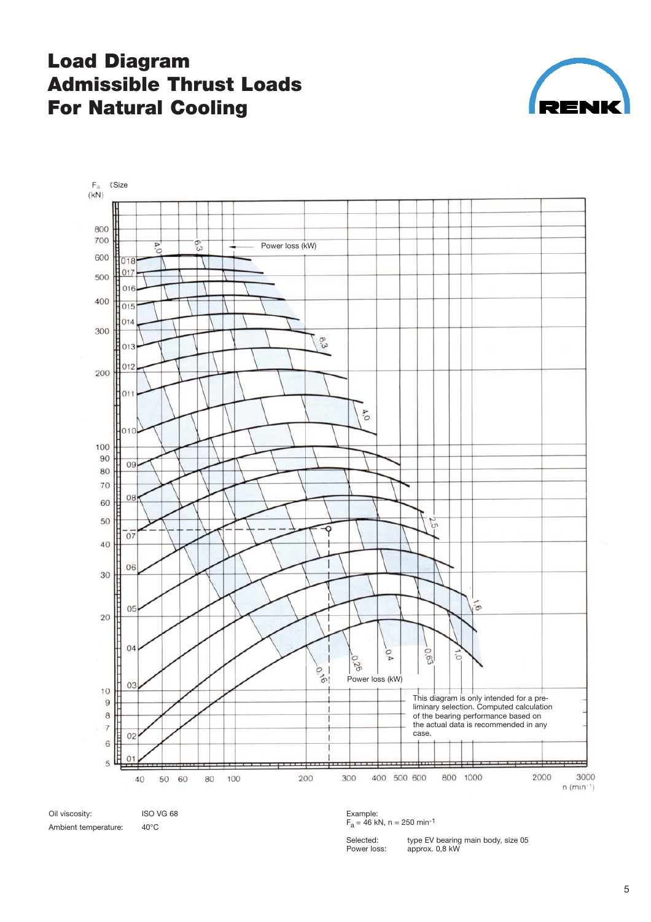# Load Diagram Admissible Thrust Loads For Natural Cooling

Oil viscosity: ISO VG 68

Ambient temperature: 40°C

Example:
$F_a$ = 46 kN, n = 250 min$^{-1}$

Selected: type EV bearing main body, size 05

Power loss: approx. 0,8 kW

This diagram is only intended for a preliminary selection. Computed calculation of the bearing performance based on the actual data is recommended in any case.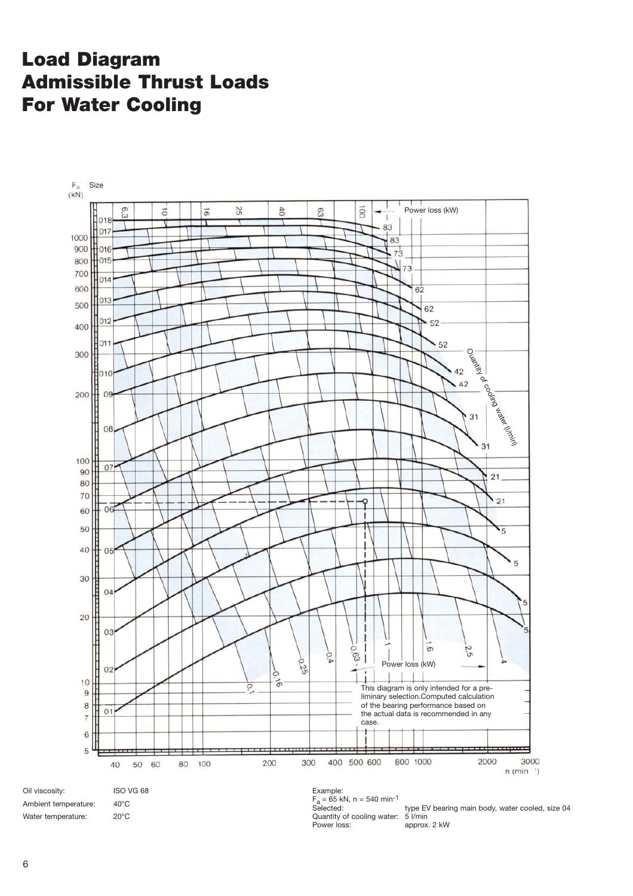# Load Diagram Admissible Thrust Loads For Water Cooling

This diagram is only intended for a preliminary selection.Computed calculation of the bearing performance based on the actual data is recommended in any case.

| | |
|---|---|
| Oil viscosity: | ISO VG 68 |
| Ambient temperature: | 40°C |
| Water temperature: | 20°C |

Example:
$F_a$ = 65 kN, n = 540 min$^{-1}$

| | |
|---|---|
| Selected: | type EV bearing main body, water cooled, size 04 |
| Quantity of cooling water: | 5 l/min |
| Power loss: | approx. 2 kW |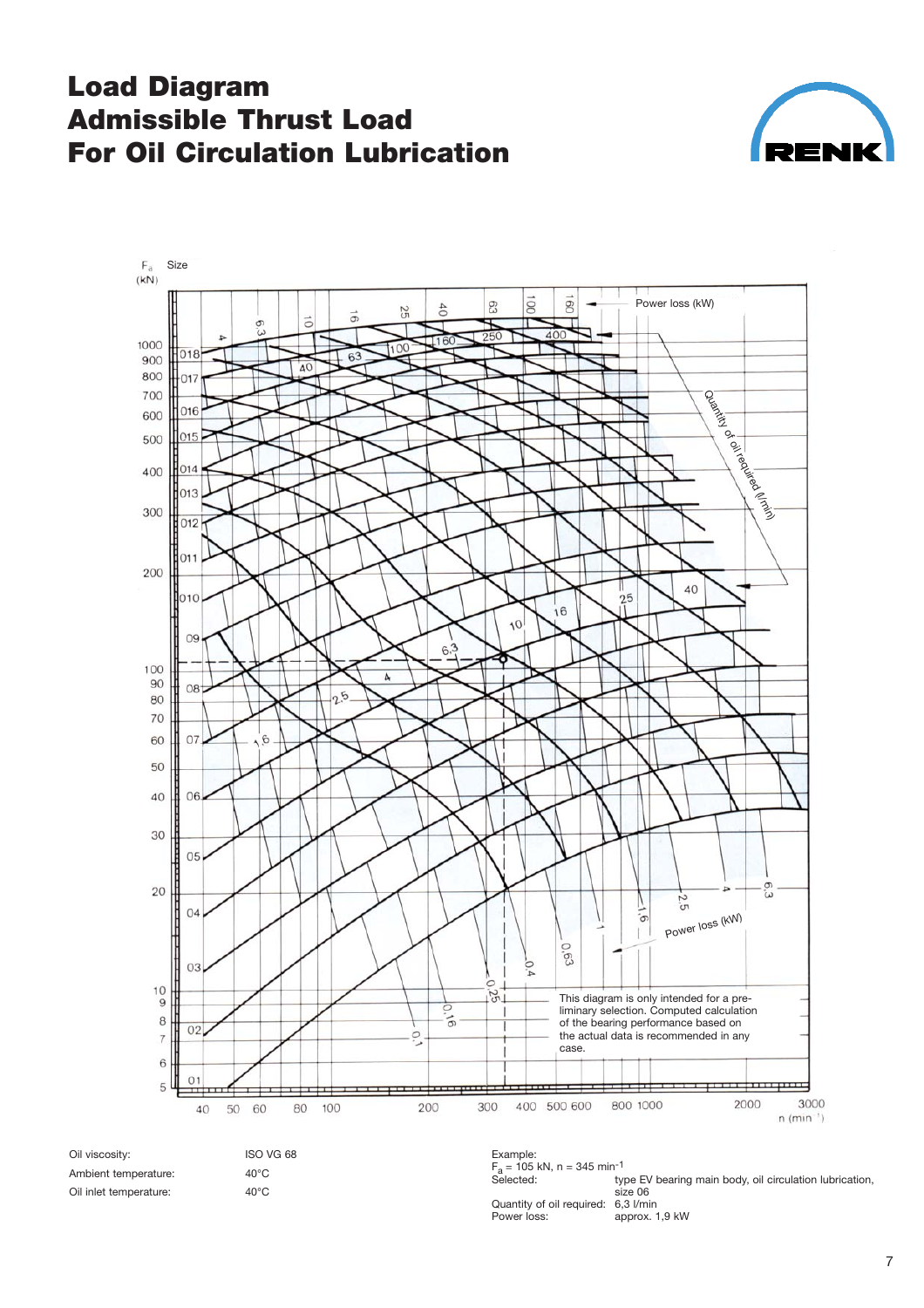# Load Diagram
# Admissible Thrust Load
# For Oil Circulation Lubrication

$F_a$ (kN) Size

Power loss (kW)

Quantity of oil required (l/min)

n (min⁻¹)

This diagram is only intended for a preliminary selection. Computed calculation of the bearing performance based on the actual data is recommended in any case.

| | |
|---|---|
| Oil viscosity: | ISO VG 68 |
| Ambient temperature: | 40°C |
| Oil inlet temperature: | 40°C |

Example:
$F_a$ = 105 kN, n = 345 $min^{-1}$

| | |
|---|---|
| Selected: | type EV bearing main body, oil circulation lubrication, size 06 |
| Quantity of oil required: | 6,3 l/min |
| Power loss: | approx. 1,9 kW |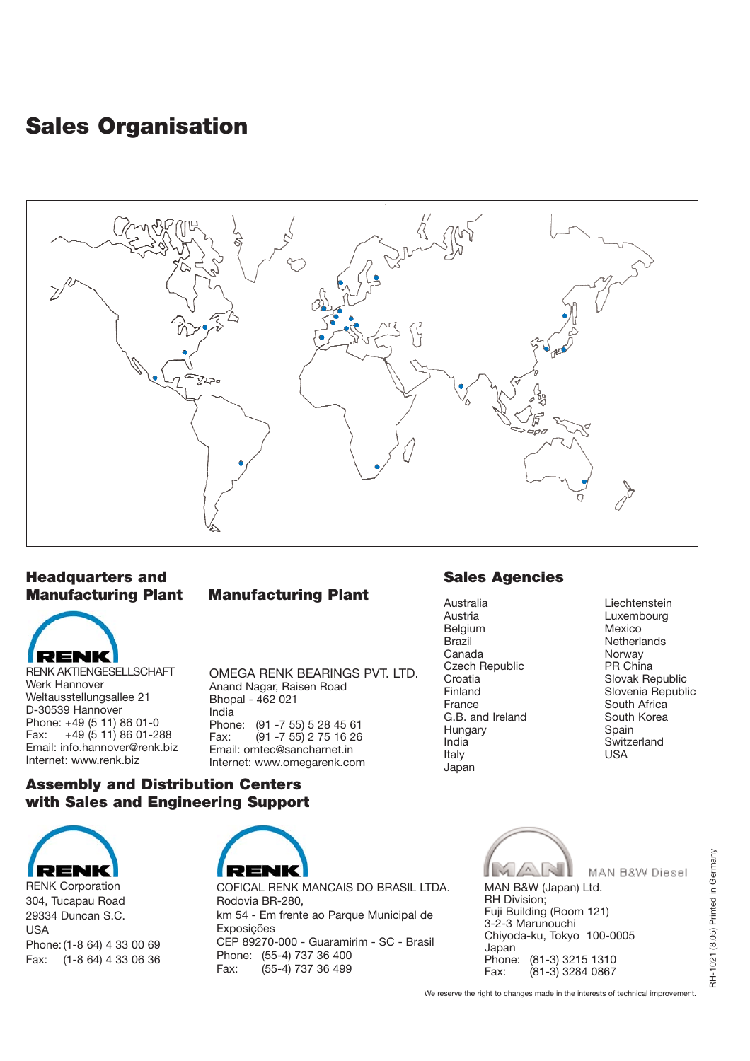# Sales Organisation

## Headquarters and Manufacturing Plant

RENK

RENK AKTIENGESELLSCHAFT
Werk Hannover
Weltausstellungsallee 21
D-30539 Hannover
Phone: +49 (5 11) 86 01-0
Fax: +49 (5 11) 86 01-288
Email: info.hannover@renk.biz
Internet: www.renk.biz

## Manufacturing Plant

OMEGA RENK BEARINGS PVT. LTD.
Anand Nagar, Raisen Road
Bhopal - 462 021
India
Phone: (91 -7 55) 5 28 45 61
Fax: (91 -7 55) 2 75 16 26
Email: omtec@sancharnet.in
Internet: www.omegarenk.com

## Sales Agencies

- Australia
- Austria
- Belgium
- Brazil
- Canada
- Czech Republic
- Croatia
- Finland
- France
- G.B. and Ireland
- Hungary
- India
- Italy
- Japan
- Liechtenstein
- Luxembourg
- Mexico
- Netherlands
- Norway
- PR China
- Slovak Republic
- Slovenia Republic
- South Africa
- South Korea
- Spain
- Switzerland
- USA

## Assembly and Distribution Centers with Sales and Engineering Support

RENK

RENK Corporation
304, Tucapau Road
29334 Duncan S.C.
USA
Phone: (1-8 64) 4 33 00 69
Fax: (1-8 64) 4 33 06 36

RENK

COFICAL RENK MANCAIS DO BRASIL LTDA.
Rodovia BR-280,
km 54 - Em frente ao Parque Municipal de Exposições
CEP 89270-000 - Guaramirim - SC - Brasil
Phone: (55-4) 737 36 400
Fax: (55-4) 737 36 499

MAN B&W Diesel

MAN B&W (Japan) Ltd.
RH Division;
Fuji Building (Room 121)
3-2-3 Marunouchi
Chiyoda-ku, Tokyo 100-0005
Japan
Phone: (81-3) 3215 1310
Fax: (81-3) 3284 0867

We reserve the right to changes made in the interests of technical improvement.

RH-1021 (8.05) Printed in Germany